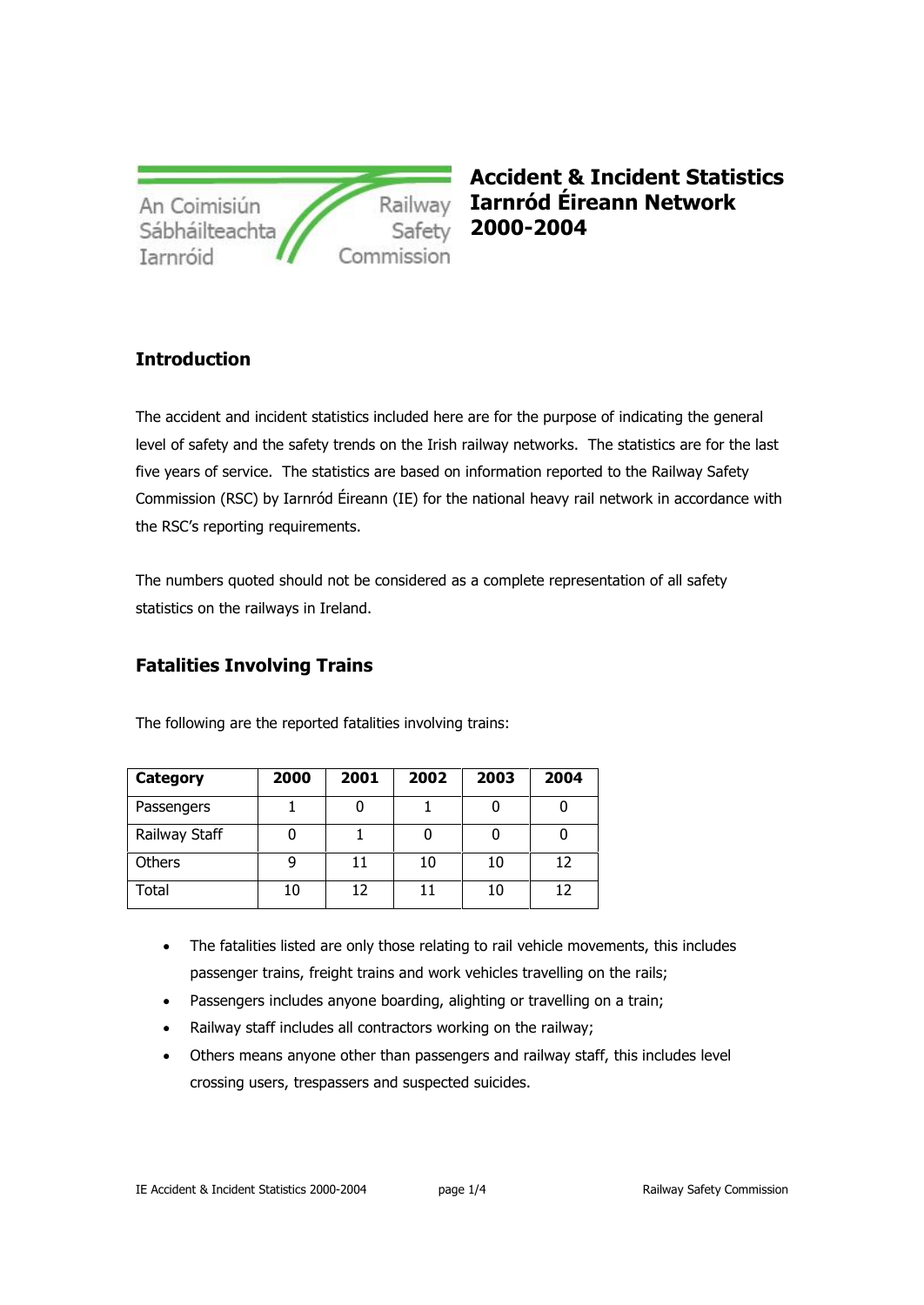An Coimisiún Sábháilteachta Iarnróid

Railway Safety Commission

# Accident & Incident Statistics Iarnród Éireann Network 2000-2004

## Introduction

The accident and incident statistics included here are for the purpose of indicating the general level of safety and the safety trends on the Irish railway networks. The statistics are for the last five years of service. The statistics are based on information reported to the Railway Safety Commission (RSC) by Iarnród Éireann (IE) for the national heavy rail network in accordance with the RSC's reporting requirements.

The numbers quoted should not be considered as a complete representation of all safety statistics on the railways in Ireland.

## Fatalities Involving Trains

The following are the reported fatalities involving trains:

| Category | 2000 | 2001 | 2002 | 2003 | 2004 |
|---|---|---|---|---|---|
| Passengers | 1 | 0 | 1 | 0 | 0 |
| Railway Staff | 0 | 1 | 0 | 0 | 0 |
| Others | 9 | 11 | 10 | 10 | 12 |
| Total | 10 | 12 | 11 | 10 | 12 |

- The fatalities listed are only those relating to rail vehicle movements, this includes passenger trains, freight trains and work vehicles travelling on the rails;
- Passengers includes anyone boarding, alighting or travelling on a train;
- Railway staff includes all contractors working on the railway;
- Others means anyone other than passengers and railway staff, this includes level crossing users, trespassers and suspected suicides.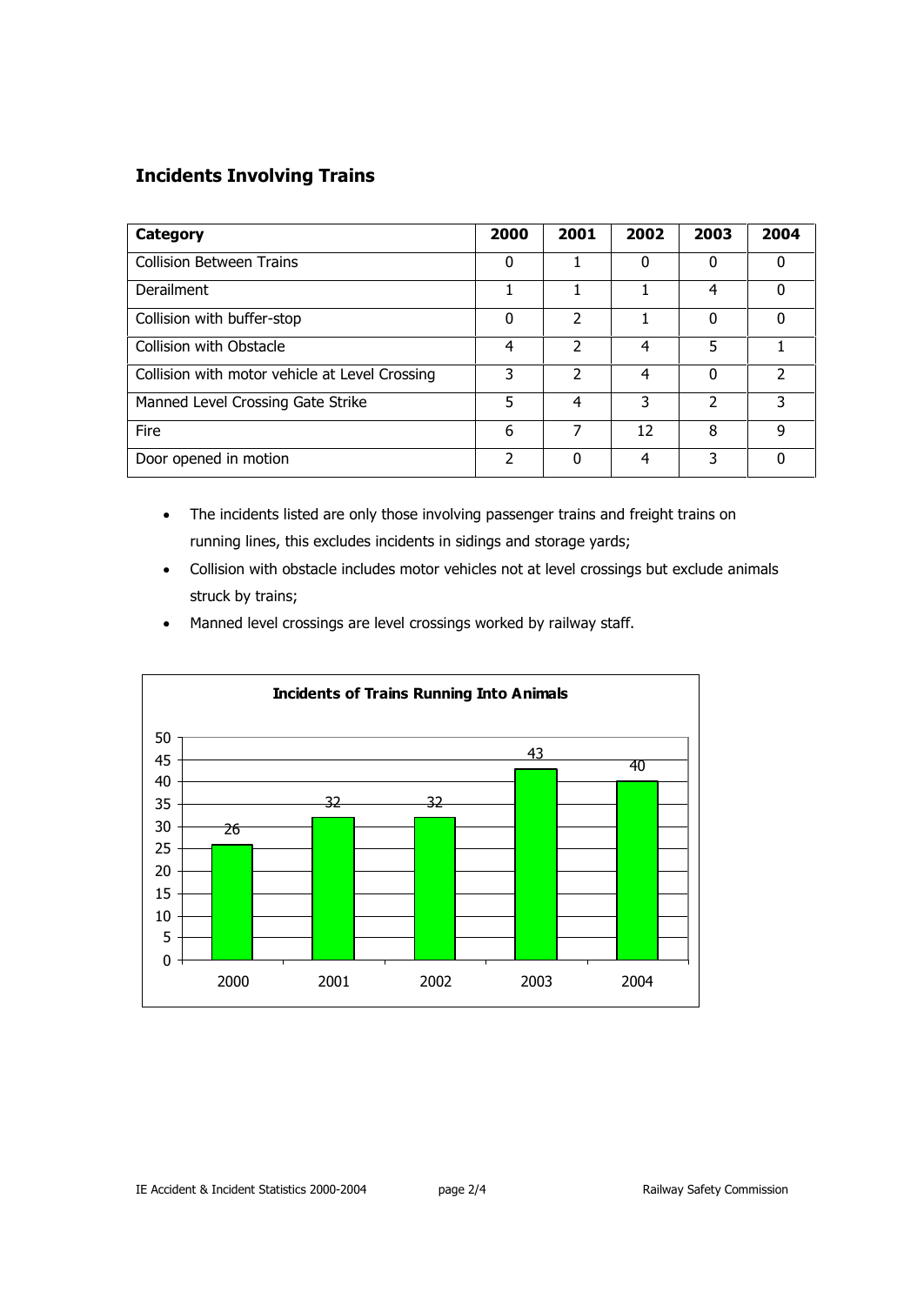## Incidents Involving Trains

| Category | 2000 | 2001 | 2002 | 2003 | 2004 |
|---|---|---|---|---|---|
| Collision Between Trains | 0 | 1 | 0 | 0 | 0 |
| Derailment | 1 | 1 | 1 | 4 | 0 |
| Collision with buffer-stop | 0 | 2 | 1 | 0 | 0 |
| Collision with Obstacle | 4 | 2 | 4 | 5 | 1 |
| Collision with motor vehicle at Level Crossing | 3 | 2 | 4 | 0 | 2 |
| Manned Level Crossing Gate Strike | 5 | 4 | 3 | 2 | 3 |
| Fire | 6 | 7 | 12 | 8 | 9 |
| Door opened in motion | 2 | 0 | 4 | 3 | 0 |

- The incidents listed are only those involving passenger trains and freight trains on running lines, this excludes incidents in sidings and storage yards;
- Collision with obstacle includes motor vehicles not at level crossings but exclude animals struck by trains;
- Manned level crossings are level crossings worked by railway staff.

**Incidents of Trains Running Into Animals**

| 2000 | 2001 | 2002 | 2003 | 2004 |
|---|---|---|---|---|
| 26 | 32 | 32 | 43 | 40 |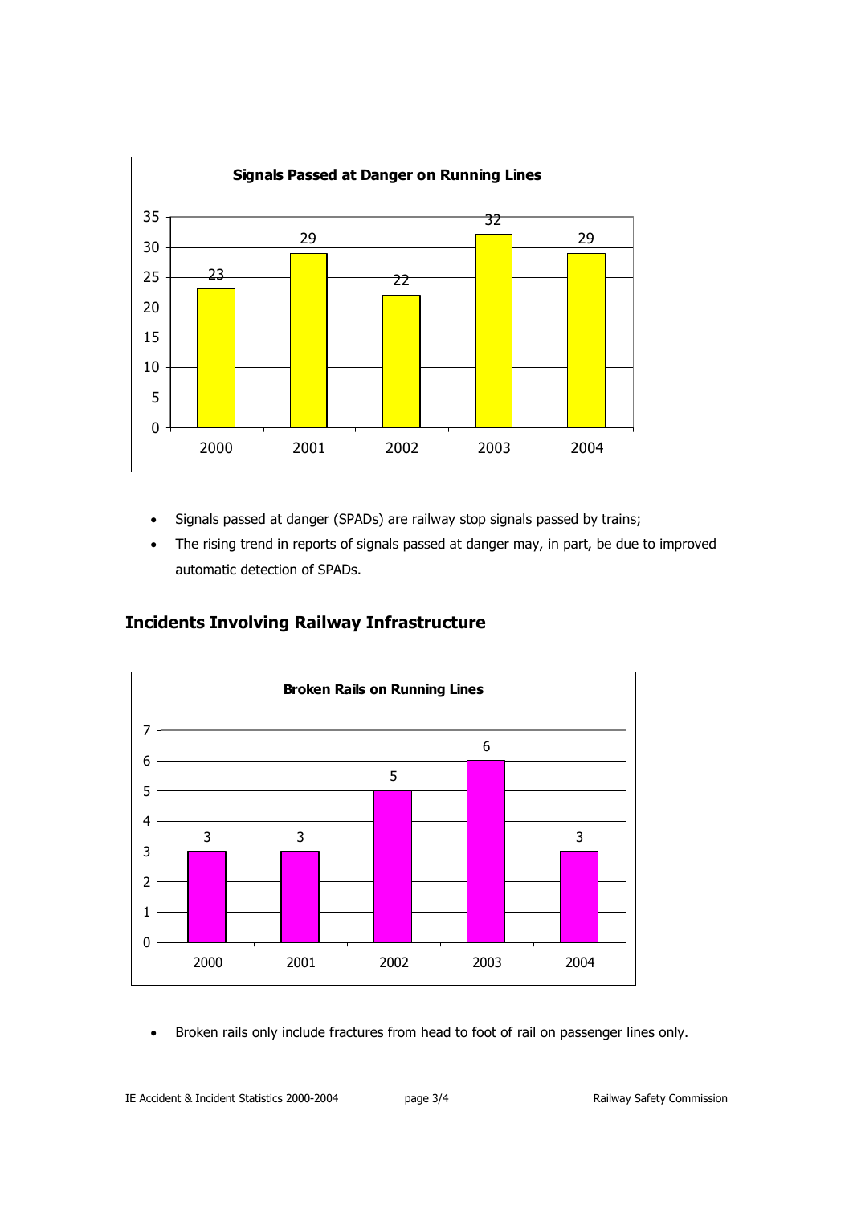**Signals Passed at Danger on Running Lines**

| Year | Count |
|---|---|
| 2000 | 23 |
| 2001 | 29 |
| 2002 | 22 |
| 2003 | 32 |
| 2004 | 29 |

- Signals passed at danger (SPADs) are railway stop signals passed by trains;
- The rising trend in reports of signals passed at danger may, in part, be due to improved automatic detection of SPADs.

## Incidents Involving Railway Infrastructure

**Broken Rails on Running Lines**

| Year | Count |
|---|---|
| 2000 | 3 |
| 2001 | 3 |
| 2002 | 5 |
| 2003 | 6 |
| 2004 | 3 |

- Broken rails only include fractures from head to foot of rail on passenger lines only.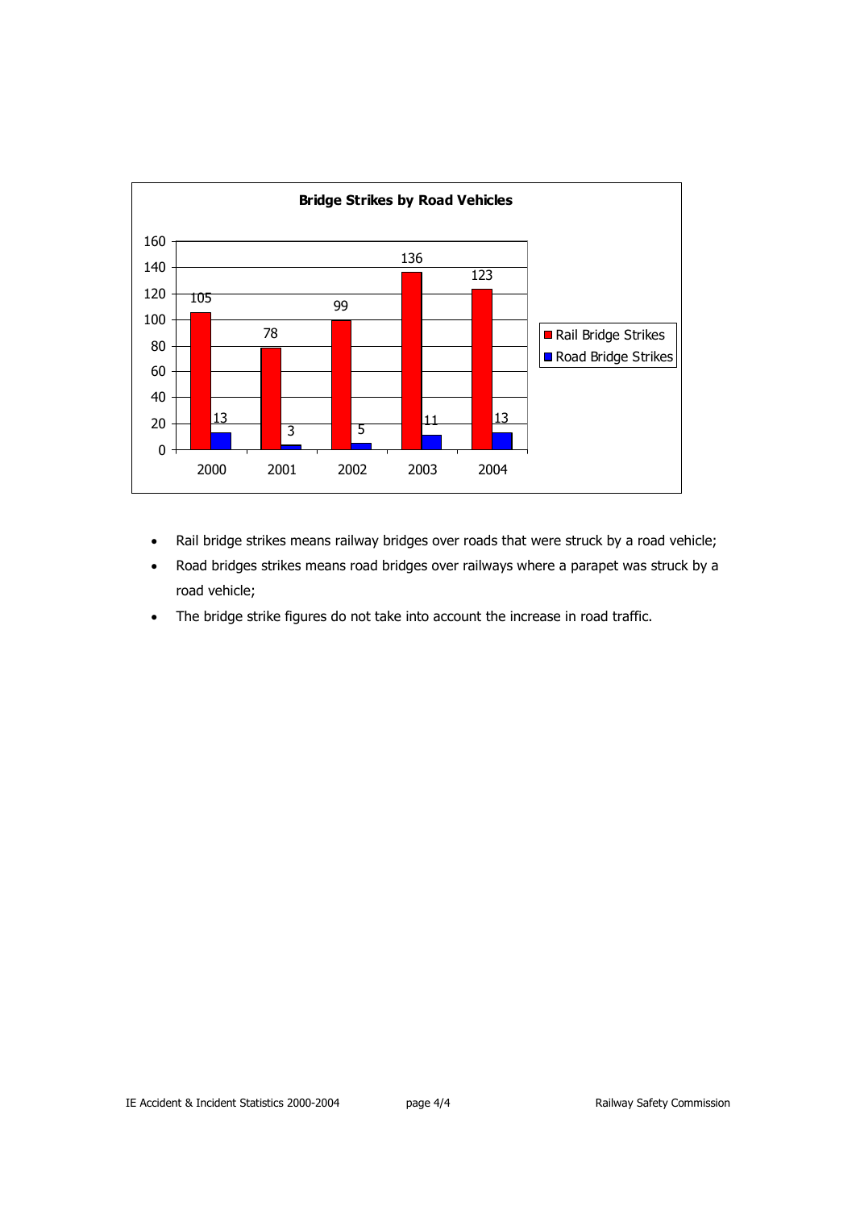**Bridge Strikes by Road Vehicles**

160
140
120
100
80
60
40
20
0

105
13
78
3
99
5
136
11
123
13

2000
2001
2002
2003
2004

Rail Bridge Strikes
Road Bridge Strikes

- Rail bridge strikes means railway bridges over roads that were struck by a road vehicle;
- Road bridges strikes means road bridges over railways where a parapet was struck by a road vehicle;
- The bridge strike figures do not take into account the increase in road traffic.